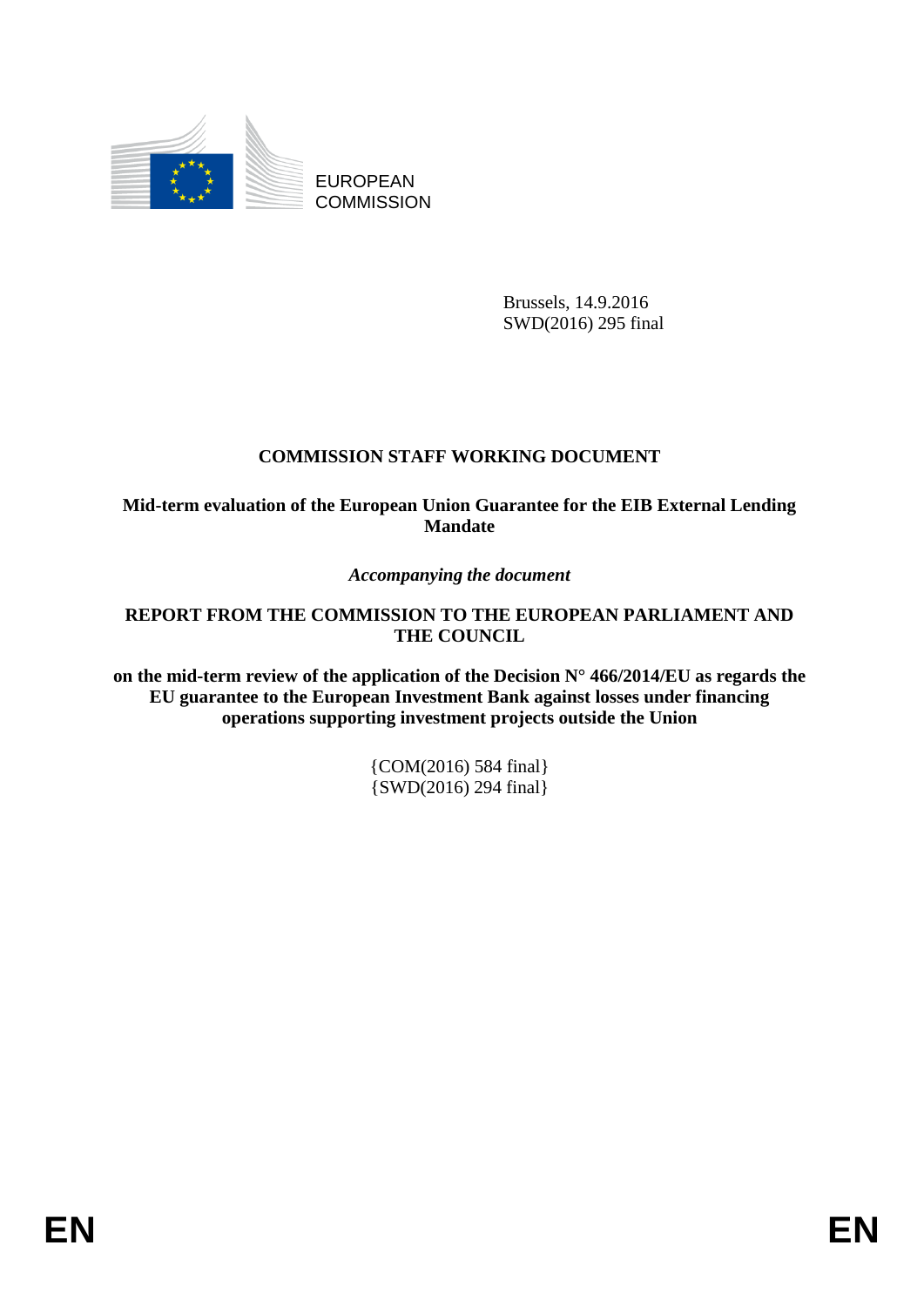EUROPEAN COMMISSION

Brussels, 14.9.2016
SWD(2016) 295 final

# COMMISSION STAFF WORKING DOCUMENT

## Mid-term evaluation of the European Union Guarantee for the EIB External Lending Mandate

*Accompanying the document*

## REPORT FROM THE COMMISSION TO THE EUROPEAN PARLIAMENT AND THE COUNCIL

**on the mid-term review of the application of the Decision N° 466/2014/EU as regards the EU guarantee to the European Investment Bank against losses under financing operations supporting investment projects outside the Union**

{COM(2016) 584 final}
{SWD(2016) 294 final}

EN EN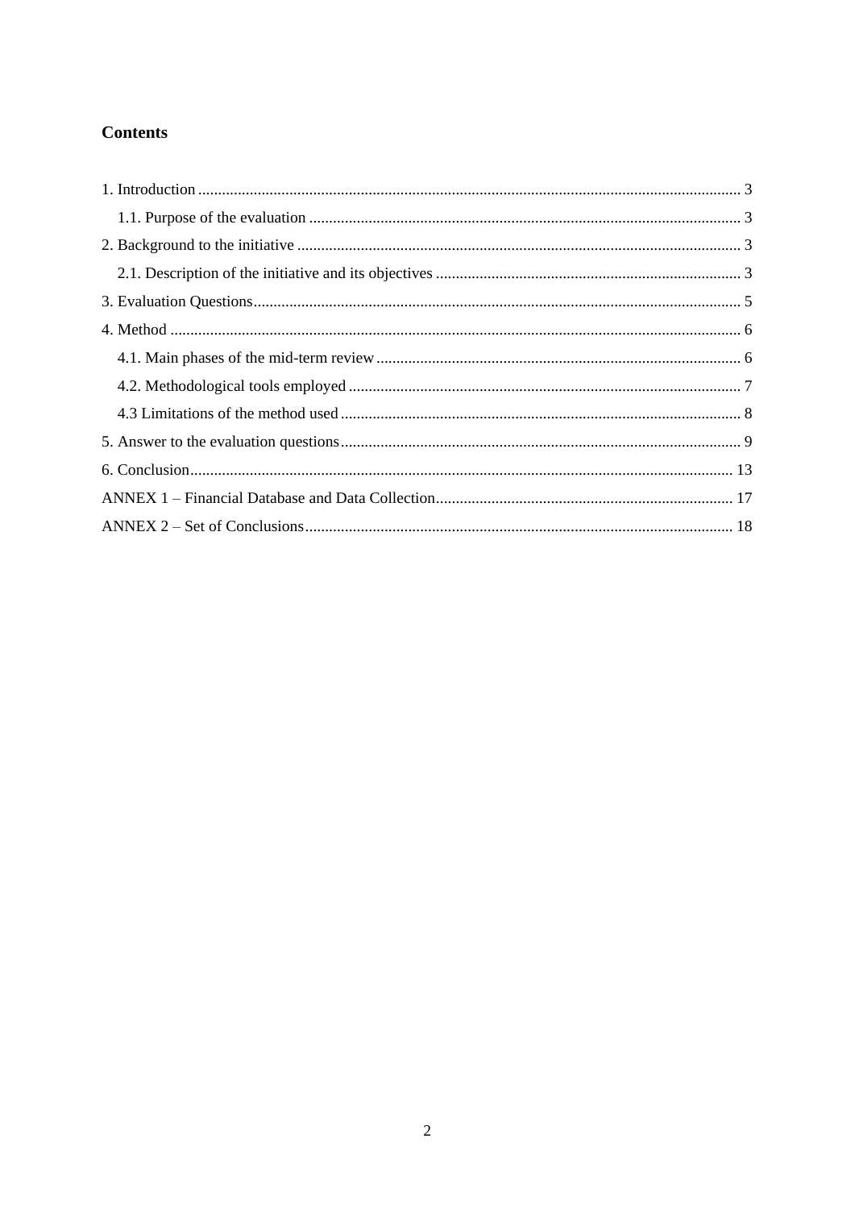# Contents

1. Introduction ... 3
    1.1. Purpose of the evaluation ... 3
2. Background to the initiative ... 3
    2.1. Description of the initiative and its objectives ... 3
3. Evaluation Questions ... 5
4. Method ... 6
    4.1. Main phases of the mid-term review ... 6
    4.2. Methodological tools employed ... 7
    4.3 Limitations of the method used ... 8
5. Answer to the evaluation questions ... 9
6. Conclusion ... 13

ANNEX 1 – Financial Database and Data Collection ... 17

ANNEX 2 – Set of Conclusions ... 18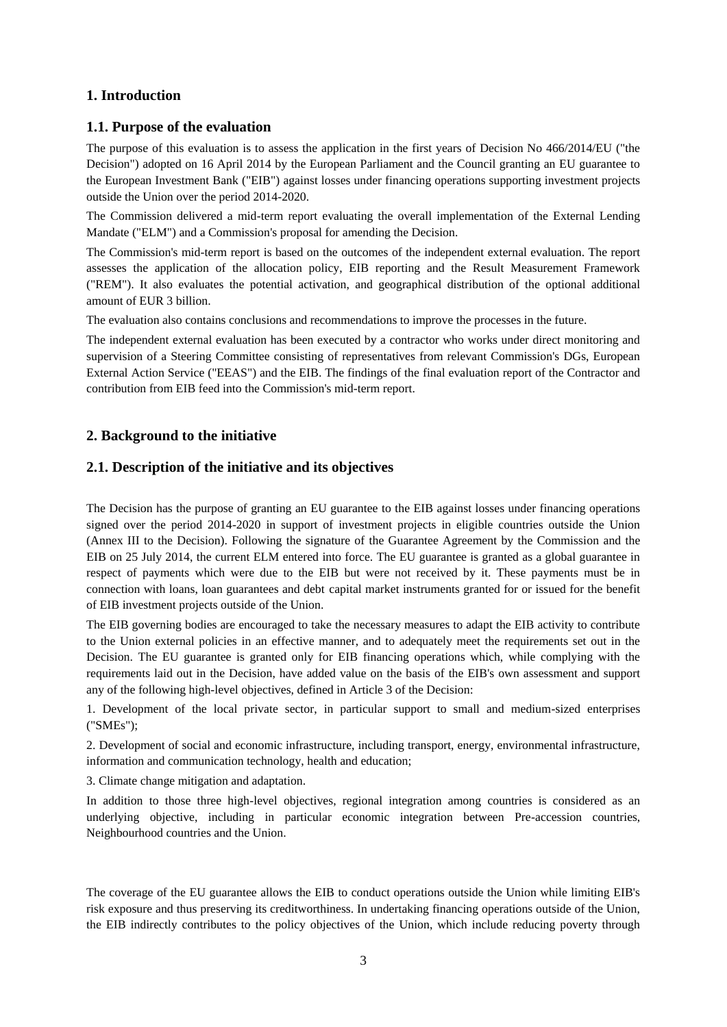# 1. Introduction

## 1.1. Purpose of the evaluation

The purpose of this evaluation is to assess the application in the first years of Decision No 466/2014/EU ("the Decision") adopted on 16 April 2014 by the European Parliament and the Council granting an EU guarantee to the European Investment Bank ("EIB") against losses under financing operations supporting investment projects outside the Union over the period 2014-2020.

The Commission delivered a mid-term report evaluating the overall implementation of the External Lending Mandate ("ELM") and a Commission's proposal for amending the Decision.

The Commission's mid-term report is based on the outcomes of the independent external evaluation. The report assesses the application of the allocation policy, EIB reporting and the Result Measurement Framework ("REM"). It also evaluates the potential activation, and geographical distribution of the optional additional amount of EUR 3 billion.

The evaluation also contains conclusions and recommendations to improve the processes in the future.

The independent external evaluation has been executed by a contractor who works under direct monitoring and supervision of a Steering Committee consisting of representatives from relevant Commission's DGs, European External Action Service ("EEAS") and the EIB. The findings of the final evaluation report of the Contractor and contribution from EIB feed into the Commission's mid-term report.

# 2. Background to the initiative

## 2.1. Description of the initiative and its objectives

The Decision has the purpose of granting an EU guarantee to the EIB against losses under financing operations signed over the period 2014-2020 in support of investment projects in eligible countries outside the Union (Annex III to the Decision). Following the signature of the Guarantee Agreement by the Commission and the EIB on 25 July 2014, the current ELM entered into force. The EU guarantee is granted as a global guarantee in respect of payments which were due to the EIB but were not received by it. These payments must be in connection with loans, loan guarantees and debt capital market instruments granted for or issued for the benefit of EIB investment projects outside of the Union.

The EIB governing bodies are encouraged to take the necessary measures to adapt the EIB activity to contribute to the Union external policies in an effective manner, and to adequately meet the requirements set out in the Decision. The EU guarantee is granted only for EIB financing operations which, while complying with the requirements laid out in the Decision, have added value on the basis of the EIB's own assessment and support any of the following high-level objectives, defined in Article 3 of the Decision:

1. Development of the local private sector, in particular support to small and medium-sized enterprises ("SMEs");

2. Development of social and economic infrastructure, including transport, energy, environmental infrastructure, information and communication technology, health and education;

3. Climate change mitigation and adaptation.

In addition to those three high-level objectives, regional integration among countries is considered as an underlying objective, including in particular economic integration between Pre-accession countries, Neighbourhood countries and the Union.

The coverage of the EU guarantee allows the EIB to conduct operations outside the Union while limiting EIB's risk exposure and thus preserving its creditworthiness. In undertaking financing operations outside of the Union, the EIB indirectly contributes to the policy objectives of the Union, which include reducing poverty through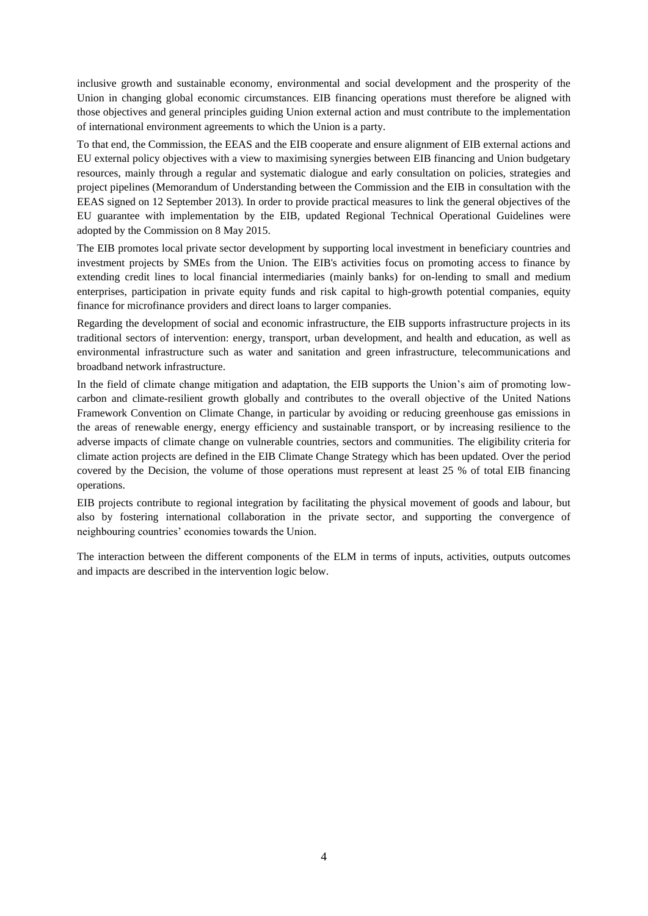inclusive growth and sustainable economy, environmental and social development and the prosperity of the Union in changing global economic circumstances. EIB financing operations must therefore be aligned with those objectives and general principles guiding Union external action and must contribute to the implementation of international environment agreements to which the Union is a party.

To that end, the Commission, the EEAS and the EIB cooperate and ensure alignment of EIB external actions and EU external policy objectives with a view to maximising synergies between EIB financing and Union budgetary resources, mainly through a regular and systematic dialogue and early consultation on policies, strategies and project pipelines (Memorandum of Understanding between the Commission and the EIB in consultation with the EEAS signed on 12 September 2013). In order to provide practical measures to link the general objectives of the EU guarantee with implementation by the EIB, updated Regional Technical Operational Guidelines were adopted by the Commission on 8 May 2015.

The EIB promotes local private sector development by supporting local investment in beneficiary countries and investment projects by SMEs from the Union. The EIB's activities focus on promoting access to finance by extending credit lines to local financial intermediaries (mainly banks) for on-lending to small and medium enterprises, participation in private equity funds and risk capital to high-growth potential companies, equity finance for microfinance providers and direct loans to larger companies.

Regarding the development of social and economic infrastructure, the EIB supports infrastructure projects in its traditional sectors of intervention: energy, transport, urban development, and health and education, as well as environmental infrastructure such as water and sanitation and green infrastructure, telecommunications and broadband network infrastructure.

In the field of climate change mitigation and adaptation, the EIB supports the Union's aim of promoting low-carbon and climate-resilient growth globally and contributes to the overall objective of the United Nations Framework Convention on Climate Change, in particular by avoiding or reducing greenhouse gas emissions in the areas of renewable energy, energy efficiency and sustainable transport, or by increasing resilience to the adverse impacts of climate change on vulnerable countries, sectors and communities. The eligibility criteria for climate action projects are defined in the EIB Climate Change Strategy which has been updated. Over the period covered by the Decision, the volume of those operations must represent at least 25 % of total EIB financing operations.

EIB projects contribute to regional integration by facilitating the physical movement of goods and labour, but also by fostering international collaboration in the private sector, and supporting the convergence of neighbouring countries' economies towards the Union.

The interaction between the different components of the ELM in terms of inputs, activities, outputs outcomes and impacts are described in the intervention logic below.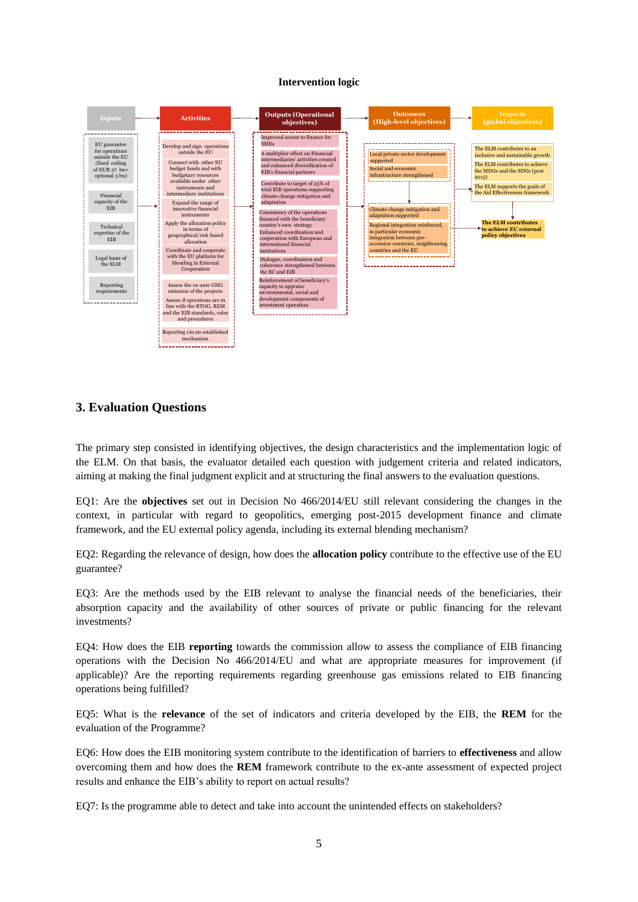**Intervention logic**

| Inputs | Activities | Outputs (Operational objectives) | Outcomes (High-level objectives) | Impacts (global objectives) |
|---|---|---|---|---|
| EU guarantee for operations outside the EU (fixed ceiling of EUR 27 bn+ optional 3 bn) | Develop and sign operations outside the EU | Improved access to finance for SMEs | Local private sector development supported | The ELM contributes to an inclusive and sustainable growth |
| Financial capacity of the EIB | Connect with other EU budget funds and with budgetary resources available under other instruments and intermediary institutions | A multiplier effect on Financial intermediaries' activities created and enhanced diversification of EIB's financial partners | Social and economic infrastructure strengthened | The ELM contributes to achieve the MDGs and the SDGs (post 2015) |
| Technical expertise of the EIB | Expand the range of innovative financial instruments | Contribute to target of 25% of total EIB operations supporting climate change mitigation and adaptation | Climate change mitigation and adaptation supported | The ELM supports the goals of the Aid Effectiveness framework |
| Legal basis of the ELM | Apply the allocation policy in terms of geographical/risk based allocation | Consistency of the operations financed with the beneficiary country's own strategy | Regional integration reinforced, in particular economic integration between pre-accession countries, neighbouring countries and the EU | **The ELM contributes to achieve EU external policy objectives** |
| Reporting requirements | Coordinate and cooperate with the EU platform for blending in External Cooperation | Enhanced coordination and cooperation with European and international financial institutions | | |
| | Assess the ex-ante GHG emission of the projects | Dialogue, coordination and coherence strengthened between the EC and EIB | | |
| | Assess if operations are in line with the RTOG, REM and the EIB standards, rules and procedures | Reinforcement of beneficiary's capacity to appraise environmental, social and development components of investment operation | | |
| | Reporting *via* an established mechanism | | | |

## 3. Evaluation Questions

The primary step consisted in identifying objectives, the design characteristics and the implementation logic of the ELM. On that basis, the evaluator detailed each question with judgement criteria and related indicators, aiming at making the final judgment explicit and at structuring the final answers to the evaluation questions.

EQ1: Are the **objectives** set out in Decision No 466/2014/EU still relevant considering the changes in the context, in particular with regard to geopolitics, emerging post-2015 development finance and climate framework, and the EU external policy agenda, including its external blending mechanism?

EQ2: Regarding the relevance of design, how does the **allocation policy** contribute to the effective use of the EU guarantee?

EQ3: Are the methods used by the EIB relevant to analyse the financial needs of the beneficiaries, their absorption capacity and the availability of other sources of private or public financing for the relevant investments?

EQ4: How does the EIB **reporting** towards the commission allow to assess the compliance of EIB financing operations with the Decision No 466/2014/EU and what are appropriate measures for improvement (if applicable)? Are the reporting requirements regarding greenhouse gas emissions related to EIB financing operations being fulfilled?

EQ5: What is the **relevance** of the set of indicators and criteria developed by the EIB, the **REM** for the evaluation of the Programme?

EQ6: How does the EIB monitoring system contribute to the identification of barriers to **effectiveness** and allow overcoming them and how does the **REM** framework contribute to the ex-ante assessment of expected project results and enhance the EIB's ability to report on actual results?

EQ7: Is the programme able to detect and take into account the unintended effects on stakeholders?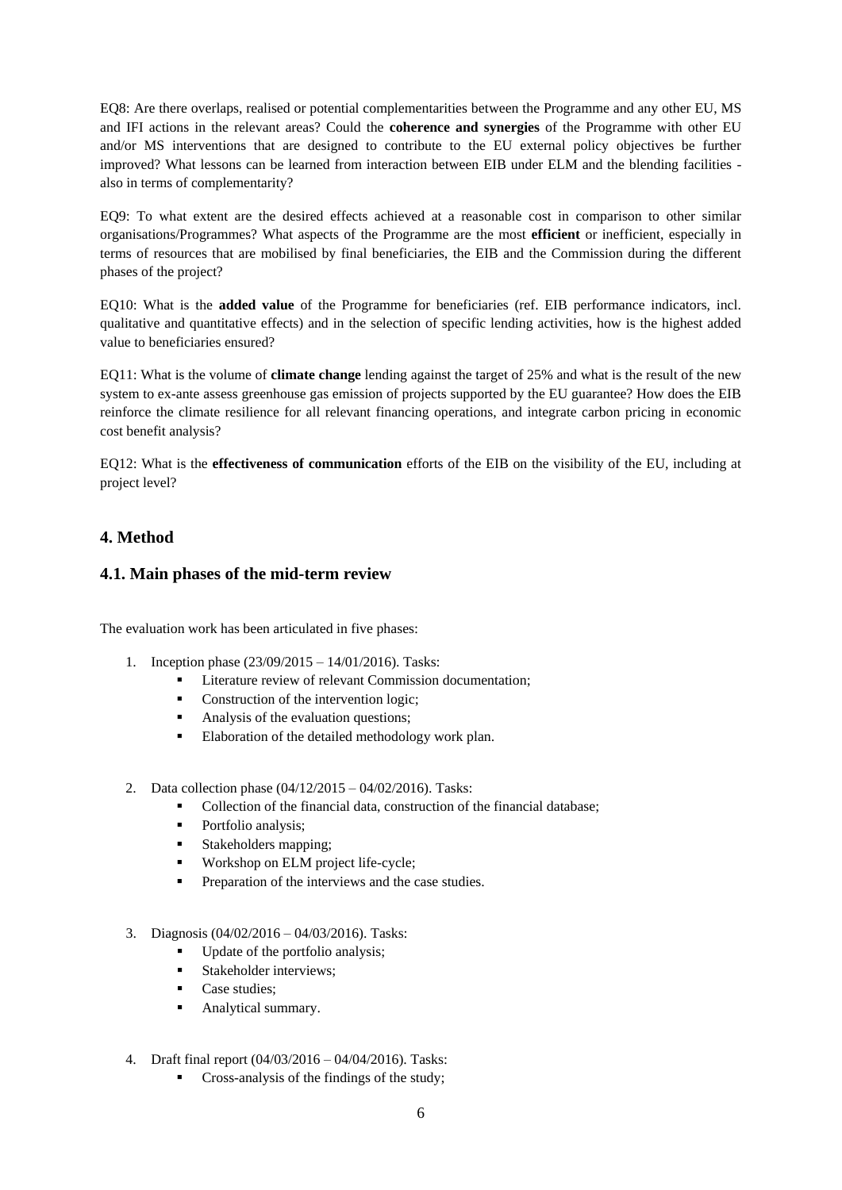EQ8: Are there overlaps, realised or potential complementarities between the Programme and any other EU, MS and IFI actions in the relevant areas? Could the **coherence and synergies** of the Programme with other EU and/or MS interventions that are designed to contribute to the EU external policy objectives be further improved? What lessons can be learned from interaction between EIB under ELM and the blending facilities - also in terms of complementarity?

EQ9: To what extent are the desired effects achieved at a reasonable cost in comparison to other similar organisations/Programmes? What aspects of the Programme are the most **efficient** or inefficient, especially in terms of resources that are mobilised by final beneficiaries, the EIB and the Commission during the different phases of the project?

EQ10: What is the **added value** of the Programme for beneficiaries (ref. EIB performance indicators, incl. qualitative and quantitative effects) and in the selection of specific lending activities, how is the highest added value to beneficiaries ensured?

EQ11: What is the volume of **climate change** lending against the target of 25% and what is the result of the new system to ex-ante assess greenhouse gas emission of projects supported by the EU guarantee? How does the EIB reinforce the climate resilience for all relevant financing operations, and integrate carbon pricing in economic cost benefit analysis?

EQ12: What is the **effectiveness of communication** efforts of the EIB on the visibility of the EU, including at project level?

## 4. Method

### 4.1. Main phases of the mid-term review

The evaluation work has been articulated in five phases:

1. Inception phase (23/09/2015 – 14/01/2016). Tasks:
   - Literature review of relevant Commission documentation;
   - Construction of the intervention logic;
   - Analysis of the evaluation questions;
   - Elaboration of the detailed methodology work plan.

2. Data collection phase (04/12/2015 – 04/02/2016). Tasks:
   - Collection of the financial data, construction of the financial database;
   - Portfolio analysis;
   - Stakeholders mapping;
   - Workshop on ELM project life-cycle;
   - Preparation of the interviews and the case studies.

3. Diagnosis (04/02/2016 – 04/03/2016). Tasks:
   - Update of the portfolio analysis;
   - Stakeholder interviews;
   - Case studies;
   - Analytical summary.

4. Draft final report (04/03/2016 – 04/04/2016). Tasks:
   - Cross-analysis of the findings of the study;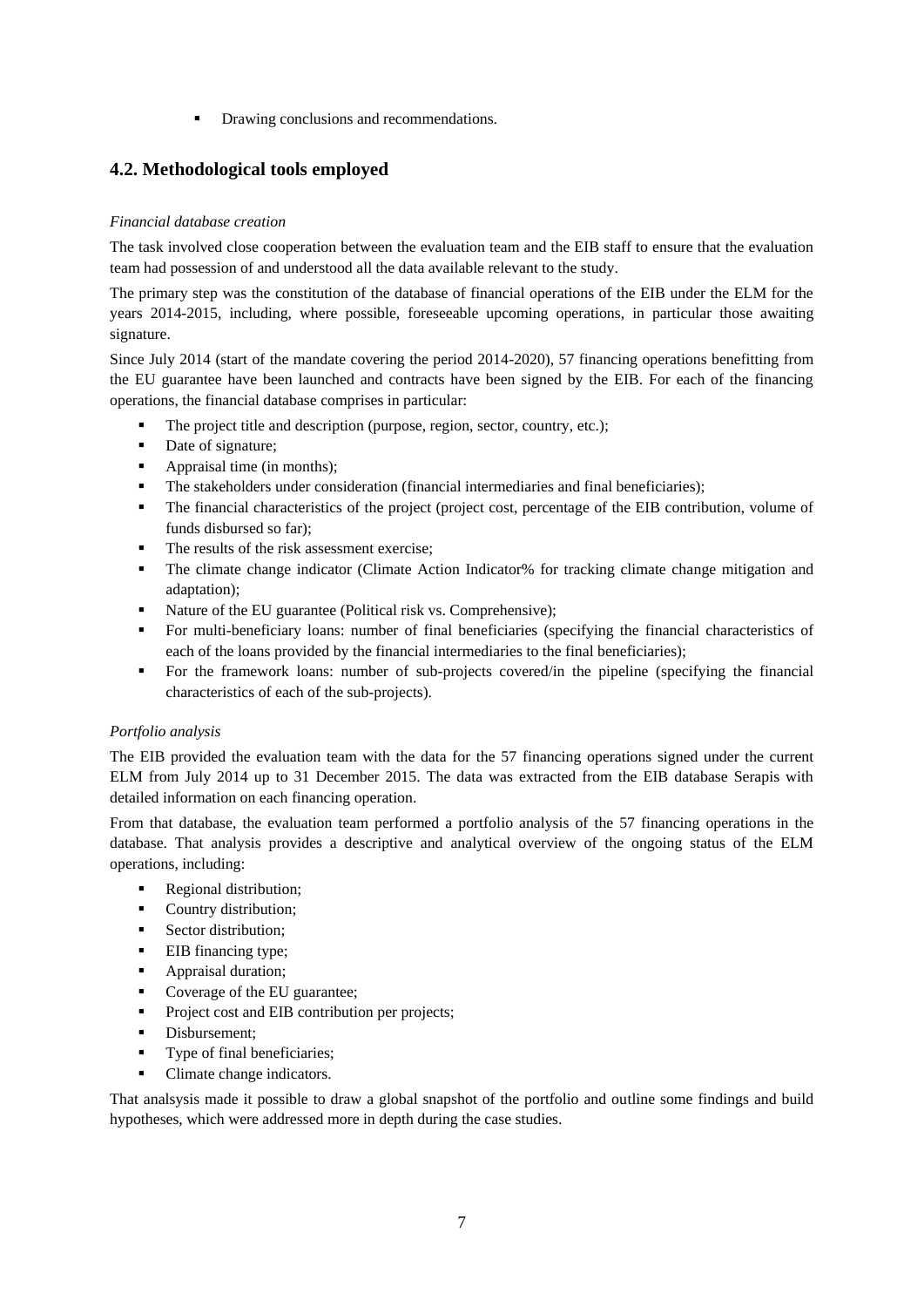- Drawing conclusions and recommendations.

## 4.2. Methodological tools employed

*Financial database creation*

The task involved close cooperation between the evaluation team and the EIB staff to ensure that the evaluation team had possession of and understood all the data available relevant to the study.

The primary step was the constitution of the database of financial operations of the EIB under the ELM for the years 2014-2015, including, where possible, foreseeable upcoming operations, in particular those awaiting signature.

Since July 2014 (start of the mandate covering the period 2014-2020), 57 financing operations benefitting from the EU guarantee have been launched and contracts have been signed by the EIB. For each of the financing operations, the financial database comprises in particular:

- The project title and description (purpose, region, sector, country, etc.);
- Date of signature;
- Appraisal time (in months);
- The stakeholders under consideration (financial intermediaries and final beneficiaries);
- The financial characteristics of the project (project cost, percentage of the EIB contribution, volume of funds disbursed so far);
- The results of the risk assessment exercise;
- The climate change indicator (Climate Action Indicator% for tracking climate change mitigation and adaptation);
- Nature of the EU guarantee (Political risk vs. Comprehensive);
- For multi-beneficiary loans: number of final beneficiaries (specifying the financial characteristics of each of the loans provided by the financial intermediaries to the final beneficiaries);
- For the framework loans: number of sub-projects covered/in the pipeline (specifying the financial characteristics of each of the sub-projects).

*Portfolio analysis*

The EIB provided the evaluation team with the data for the 57 financing operations signed under the current ELM from July 2014 up to 31 December 2015. The data was extracted from the EIB database Serapis with detailed information on each financing operation.

From that database, the evaluation team performed a portfolio analysis of the 57 financing operations in the database. That analysis provides a descriptive and analytical overview of the ongoing status of the ELM operations, including:

- Regional distribution;
- Country distribution;
- Sector distribution;
- EIB financing type;
- Appraisal duration;
- Coverage of the EU guarantee;
- Project cost and EIB contribution per projects;
- Disbursement;
- Type of final beneficiaries;
- Climate change indicators.

That analsysis made it possible to draw a global snapshot of the portfolio and outline some findings and build hypotheses, which were addressed more in depth during the case studies.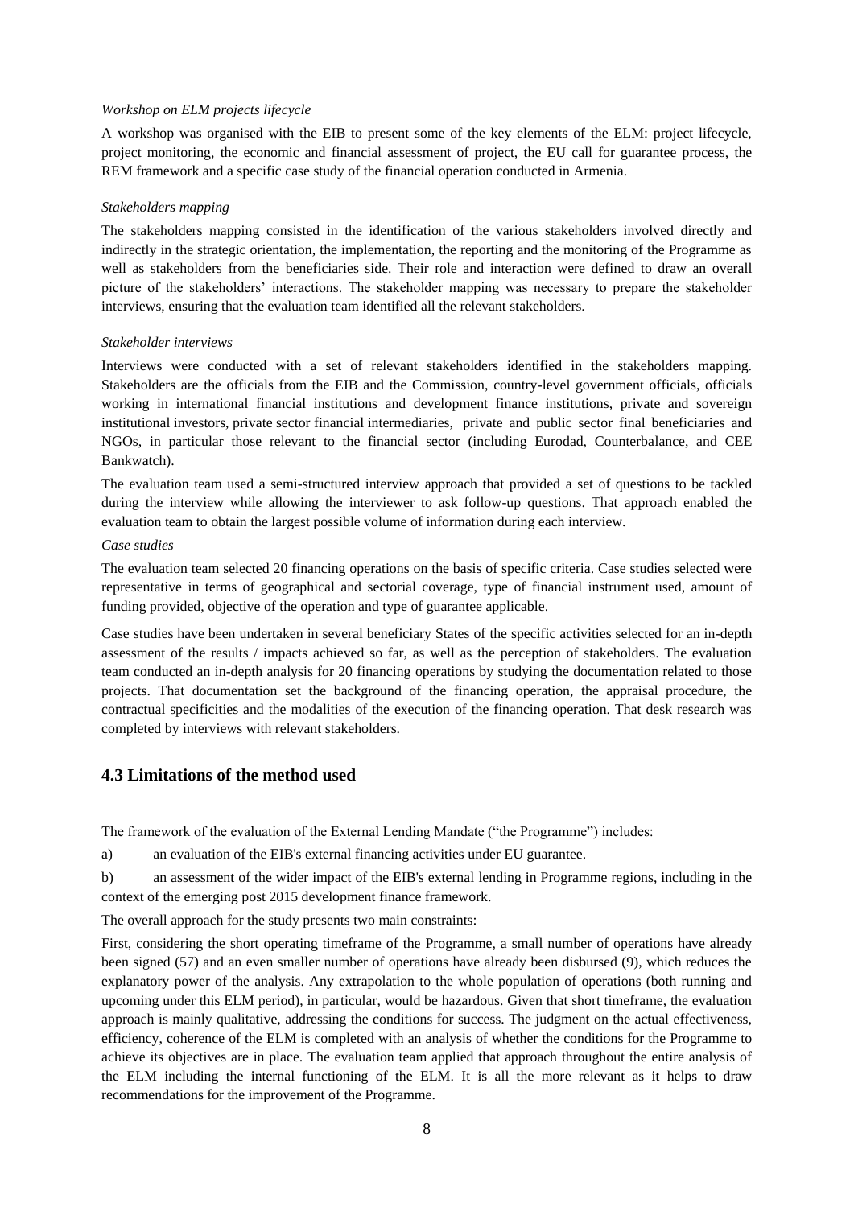*Workshop on ELM projects lifecycle*

A workshop was organised with the EIB to present some of the key elements of the ELM: project lifecycle, project monitoring, the economic and financial assessment of project, the EU call for guarantee process, the REM framework and a specific case study of the financial operation conducted in Armenia.

*Stakeholders mapping*

The stakeholders mapping consisted in the identification of the various stakeholders involved directly and indirectly in the strategic orientation, the implementation, the reporting and the monitoring of the Programme as well as stakeholders from the beneficiaries side. Their role and interaction were defined to draw an overall picture of the stakeholders' interactions. The stakeholder mapping was necessary to prepare the stakeholder interviews, ensuring that the evaluation team identified all the relevant stakeholders.

*Stakeholder interviews*

Interviews were conducted with a set of relevant stakeholders identified in the stakeholders mapping. Stakeholders are the officials from the EIB and the Commission, country-level government officials, officials working in international financial institutions and development finance institutions, private and sovereign institutional investors, private sector financial intermediaries, private and public sector final beneficiaries and NGOs, in particular those relevant to the financial sector (including Eurodad, Counterbalance, and CEE Bankwatch).

The evaluation team used a semi-structured interview approach that provided a set of questions to be tackled during the interview while allowing the interviewer to ask follow-up questions. That approach enabled the evaluation team to obtain the largest possible volume of information during each interview.

*Case studies*

The evaluation team selected 20 financing operations on the basis of specific criteria. Case studies selected were representative in terms of geographical and sectorial coverage, type of financial instrument used, amount of funding provided, objective of the operation and type of guarantee applicable.

Case studies have been undertaken in several beneficiary States of the specific activities selected for an in-depth assessment of the results / impacts achieved so far, as well as the perception of stakeholders. The evaluation team conducted an in-depth analysis for 20 financing operations by studying the documentation related to those projects. That documentation set the background of the financing operation, the appraisal procedure, the contractual specificities and the modalities of the execution of the financing operation. That desk research was completed by interviews with relevant stakeholders.

## 4.3 Limitations of the method used

The framework of the evaluation of the External Lending Mandate ("the Programme") includes:

a) an evaluation of the EIB's external financing activities under EU guarantee.

b) an assessment of the wider impact of the EIB's external lending in Programme regions, including in the context of the emerging post 2015 development finance framework.

The overall approach for the study presents two main constraints:

First, considering the short operating timeframe of the Programme, a small number of operations have already been signed (57) and an even smaller number of operations have already been disbursed (9), which reduces the explanatory power of the analysis. Any extrapolation to the whole population of operations (both running and upcoming under this ELM period), in particular, would be hazardous. Given that short timeframe, the evaluation approach is mainly qualitative, addressing the conditions for success. The judgment on the actual effectiveness, efficiency, coherence of the ELM is completed with an analysis of whether the conditions for the Programme to achieve its objectives are in place. The evaluation team applied that approach throughout the entire analysis of the ELM including the internal functioning of the ELM. It is all the more relevant as it helps to draw recommendations for the improvement of the Programme.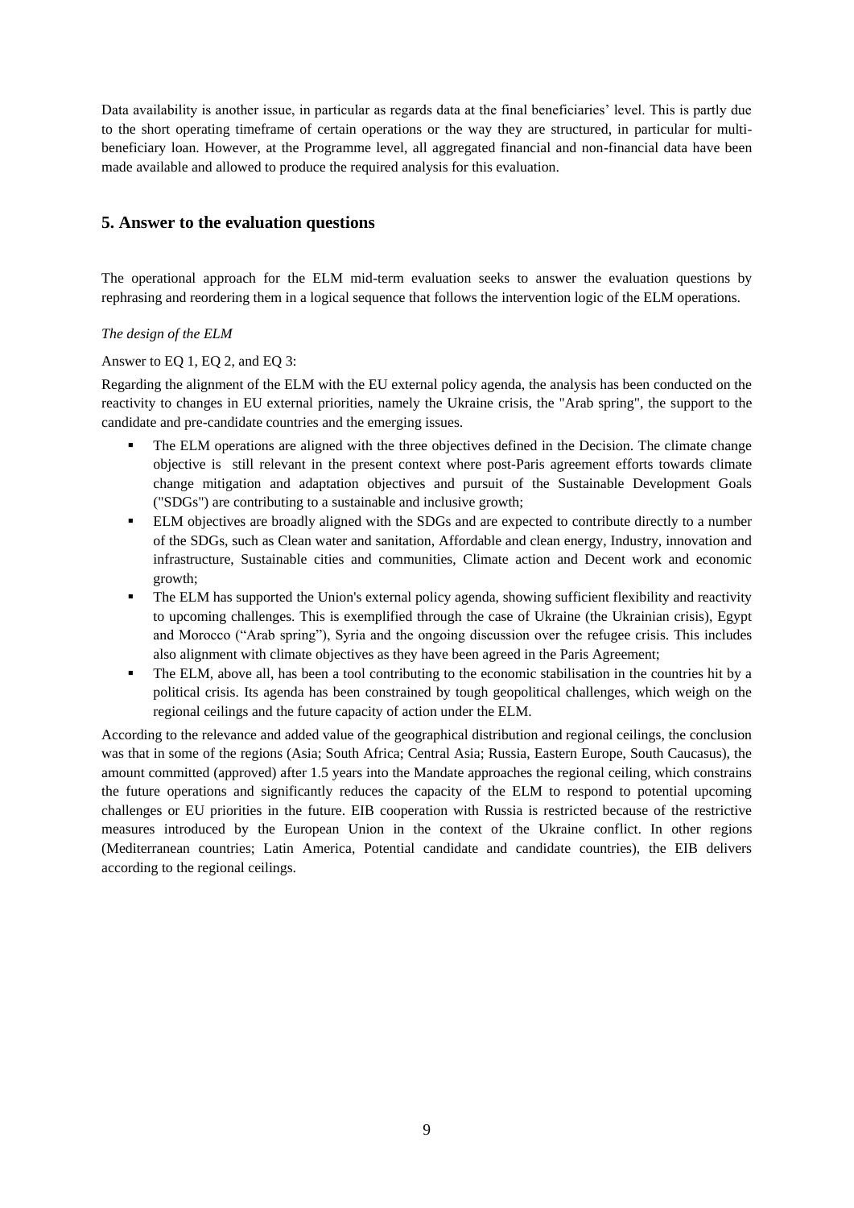Data availability is another issue, in particular as regards data at the final beneficiaries' level. This is partly due to the short operating timeframe of certain operations or the way they are structured, in particular for multi-beneficiary loan. However, at the Programme level, all aggregated financial and non-financial data have been made available and allowed to produce the required analysis for this evaluation.

## 5. Answer to the evaluation questions

The operational approach for the ELM mid-term evaluation seeks to answer the evaluation questions by rephrasing and reordering them in a logical sequence that follows the intervention logic of the ELM operations.

*The design of the ELM*

Answer to EQ 1, EQ 2, and EQ 3:

Regarding the alignment of the ELM with the EU external policy agenda, the analysis has been conducted on the reactivity to changes in EU external priorities, namely the Ukraine crisis, the "Arab spring", the support to the candidate and pre-candidate countries and the emerging issues.

- The ELM operations are aligned with the three objectives defined in the Decision. The climate change objective is still relevant in the present context where post-Paris agreement efforts towards climate change mitigation and adaptation objectives and pursuit of the Sustainable Development Goals ("SDGs") are contributing to a sustainable and inclusive growth;
- ELM objectives are broadly aligned with the SDGs and are expected to contribute directly to a number of the SDGs, such as Clean water and sanitation, Affordable and clean energy, Industry, innovation and infrastructure, Sustainable cities and communities, Climate action and Decent work and economic growth;
- The ELM has supported the Union's external policy agenda, showing sufficient flexibility and reactivity to upcoming challenges. This is exemplified through the case of Ukraine (the Ukrainian crisis), Egypt and Morocco ("Arab spring"), Syria and the ongoing discussion over the refugee crisis. This includes also alignment with climate objectives as they have been agreed in the Paris Agreement;
- The ELM, above all, has been a tool contributing to the economic stabilisation in the countries hit by a political crisis. Its agenda has been constrained by tough geopolitical challenges, which weigh on the regional ceilings and the future capacity of action under the ELM.

According to the relevance and added value of the geographical distribution and regional ceilings, the conclusion was that in some of the regions (Asia; South Africa; Central Asia; Russia, Eastern Europe, South Caucasus), the amount committed (approved) after 1.5 years into the Mandate approaches the regional ceiling, which constrains the future operations and significantly reduces the capacity of the ELM to respond to potential upcoming challenges or EU priorities in the future. EIB cooperation with Russia is restricted because of the restrictive measures introduced by the European Union in the context of the Ukraine conflict. In other regions (Mediterranean countries; Latin America, Potential candidate and candidate countries), the EIB delivers according to the regional ceilings.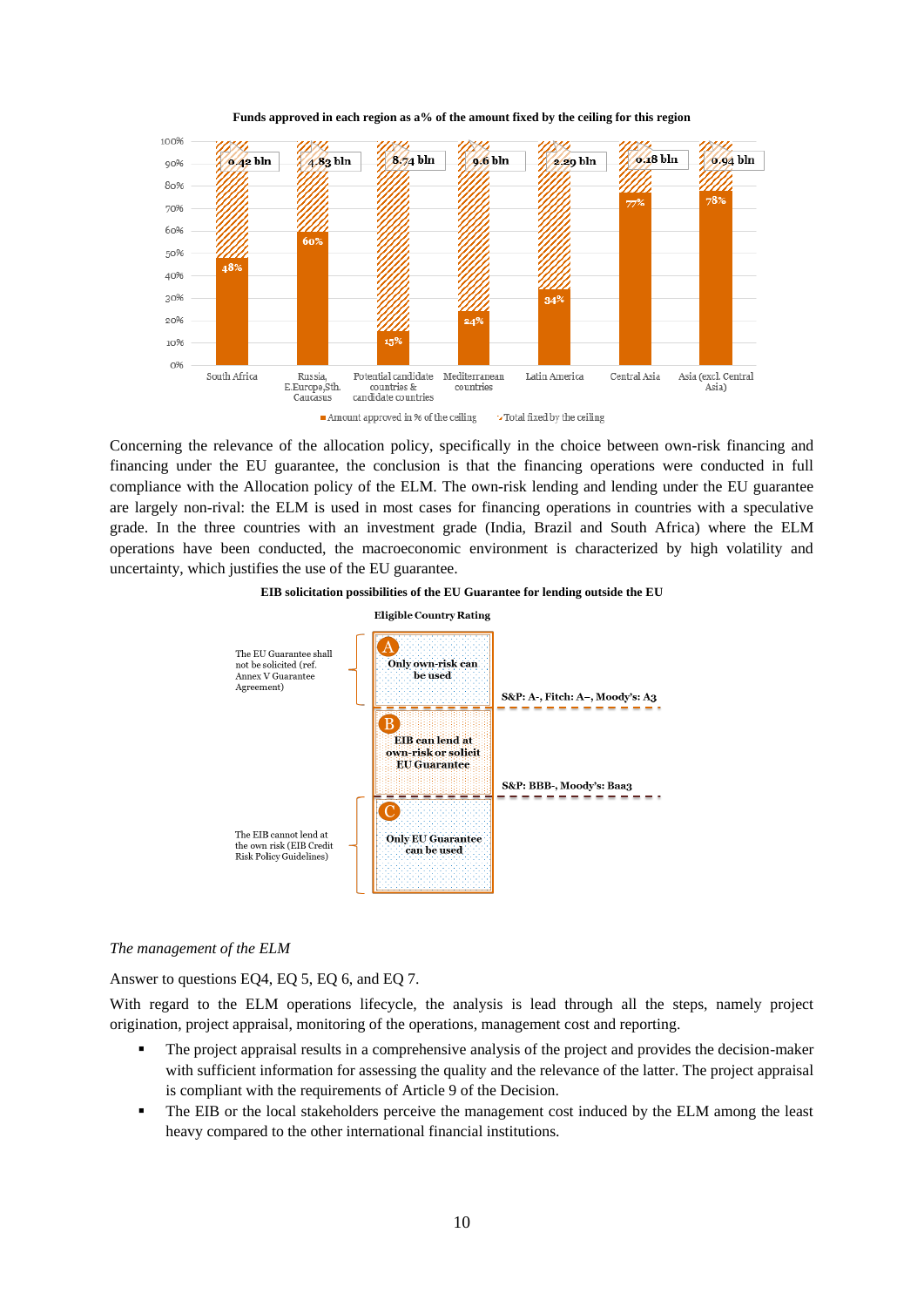**Funds approved in each region as a% of the amount fixed by the ceiling for this region**

| Region | Amount approved in % of the ceiling | Total fixed by the ceiling |
|---|---|---|
| South Africa | 48% | 0.42 bln |
| Russia, E.Europe,Sth. Caucasus | 60% | 4.83 bln |
| Potential candidate countries & candidate countries | 15% | 8.74 bln |
| Mediterranean countries | 24% | 9.6 bln |
| Latin America | 34% | 2.29 bln |
| Central Asia | 77% | 0.18 bln |
| Asia (excl. Central Asia) | 78% | 0.94 bln |

Concerning the relevance of the allocation policy, specifically in the choice between own-risk financing and financing under the EU guarantee, the conclusion is that the financing operations were conducted in full compliance with the Allocation policy of the ELM. The own-risk lending and lending under the EU guarantee are largely non-rival: the ELM is used in most cases for financing operations in countries with a speculative grade. In the three countries with an investment grade (India, Brazil and South Africa) where the ELM operations have been conducted, the macroeconomic environment is characterized by high volatility and uncertainty, which justifies the use of the EU guarantee.

**EIB solicitation possibilities of the EU Guarantee for lending outside the EU**

**Eligible Country Rating**

- **A** – Only own-risk can be used (The EU Guarantee shall not be solicited (ref. Annex V Guarantee Agreement))
- S&P: A-, Fitch: A–, Moody's: A3
- **B** – EIB can lend at own-risk or solicit EU Guarantee
- S&P: BBB-, Moody's: Baa3
- **C** – Only EU Guarantee can be used (The EIB cannot lend at the own risk (EIB Credit Risk Policy Guidelines))

*The management of the ELM*

Answer to questions EQ4, EQ 5, EQ 6, and EQ 7.

With regard to the ELM operations lifecycle, the analysis is lead through all the steps, namely project origination, project appraisal, monitoring of the operations, management cost and reporting.

- The project appraisal results in a comprehensive analysis of the project and provides the decision-maker with sufficient information for assessing the quality and the relevance of the latter. The project appraisal is compliant with the requirements of Article 9 of the Decision.
- The EIB or the local stakeholders perceive the management cost induced by the ELM among the least heavy compared to the other international financial institutions.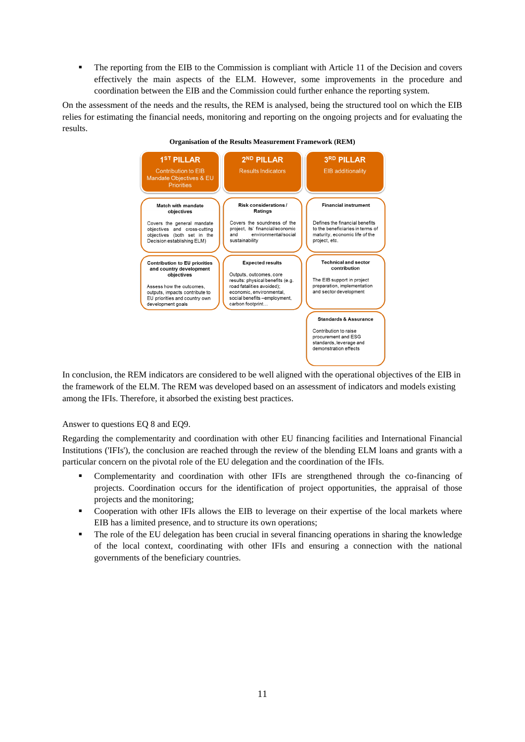- The reporting from the EIB to the Commission is compliant with Article 11 of the Decision and covers effectively the main aspects of the ELM. However, some improvements in the procedure and coordination between the EIB and the Commission could further enhance the reporting system.

On the assessment of the needs and the results, the REM is analysed, being the structured tool on which the EIB relies for estimating the financial needs, monitoring and reporting on the ongoing projects and for evaluating the results.

**Organisation of the Results Measurement Framework (REM)**

| 1ST PILLAR<br>Contribution to EIB Mandate Objectives & EU Priorities | 2ND PILLAR<br>Results Indicators | 3RD PILLAR<br>EIB additionality |
|---|---|---|
| **Match with mandate objectives**<br>Covers the general mandate objectives and cross-cutting objectives (both set in the Decision establishing ELM) | **Risk considerations / Ratings**<br>Covers the soundness of the project, its' financial/economic and environmental/social sustainability | **Financial instrument**<br>Defines the financial benefits to the beneficiaries in terms of maturity, economic life of the project, etc. |
| **Contribution to EU priorities and country development objectives**<br>Assess how the outcomes, outputs, impacts contribute to EU priorities and country own development goals | **Expected results**<br>Outputs, outcomes, core results: physical benefits (e.g. road fatalities avoided); economic, environmental, social benefits –employment, carbon footprint… | **Technical and sector contribution**<br>The EIB support in project preparation, implementation and sector development |
| | | **Standards & Assurance**<br>Contribution to raise procurement and ESG standards, leverage and demonstration effects |

In conclusion, the REM indicators are considered to be well aligned with the operational objectives of the EIB in the framework of the ELM. The REM was developed based on an assessment of indicators and models existing among the IFIs. Therefore, it absorbed the existing best practices.

Answer to questions EQ 8 and EQ9.

Regarding the complementarity and coordination with other EU financing facilities and International Financial Institutions ('IFIs'), the conclusion are reached through the review of the blending ELM loans and grants with a particular concern on the pivotal role of the EU delegation and the coordination of the IFIs.

- Complementarity and coordination with other IFIs are strengthened through the co-financing of projects. Coordination occurs for the identification of project opportunities, the appraisal of those projects and the monitoring;
- Cooperation with other IFIs allows the EIB to leverage on their expertise of the local markets where EIB has a limited presence, and to structure its own operations;
- The role of the EU delegation has been crucial in several financing operations in sharing the knowledge of the local context, coordinating with other IFIs and ensuring a connection with the national governments of the beneficiary countries.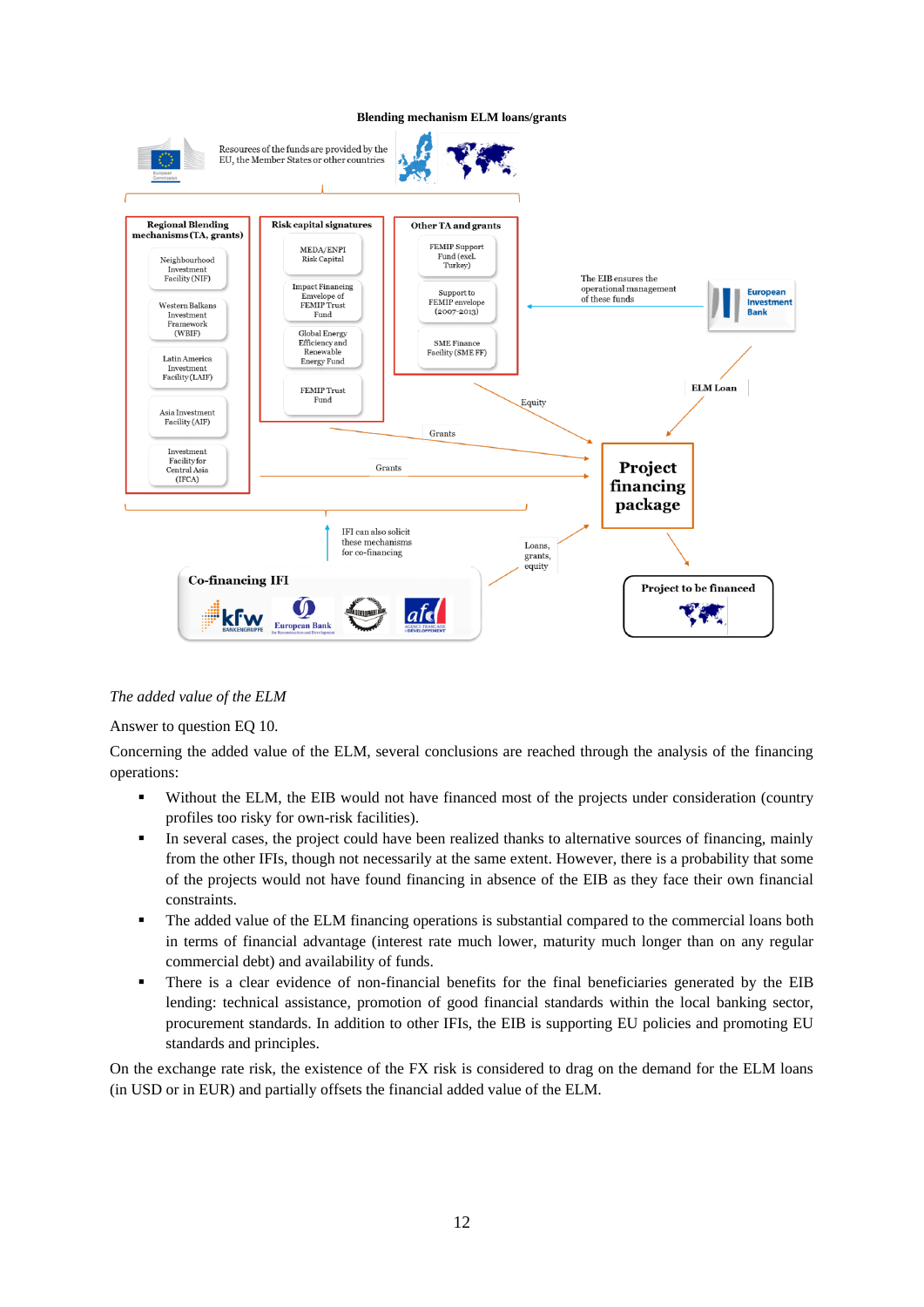**Blending mechanism ELM loans/grants**

Resources of the funds are provided by the EU, the Member States or other countries

**Regional Blending mechanisms (TA, grants)**

- Neighbourhood Investment Facility (NIF)
- Western Balkans Investment Framework (WBIF)
- Latin America Investment Facility (LAIF)
- Asia Investment Facility (AIF)
- Investment Facility for Central Asia (IFCA)

**Risk capital signatures**

- MEDA/ENPI Risk Capital
- Impact Financing Envelope of FEMIP Trust Fund
- Global Energy Efficiency and Renewable Energy Fund
- FEMIP Trust Fund

**Other TA and grants**

- FEMIP Support Fund (excl. Turkey)
- Support to FEMIP envelope (2007-2013)
- SME Finance Facility (SME FF)

The EIB ensures the operational management of these funds

European Investment Bank

ELM Loan

Equity

Grants

Grants

**Project financing package**

IFI can also solicit these mechanisms for co-financing

Loans, grants, equity

**Co-financing IFI**

**Project to be financed**

*The added value of the ELM*

Answer to question EQ 10.

Concerning the added value of the ELM, several conclusions are reached through the analysis of the financing operations:

- Without the ELM, the EIB would not have financed most of the projects under consideration (country profiles too risky for own-risk facilities).
- In several cases, the project could have been realized thanks to alternative sources of financing, mainly from the other IFIs, though not necessarily at the same extent. However, there is a probability that some of the projects would not have found financing in absence of the EIB as they face their own financial constraints.
- The added value of the ELM financing operations is substantial compared to the commercial loans both in terms of financial advantage (interest rate much lower, maturity much longer than on any regular commercial debt) and availability of funds.
- There is a clear evidence of non-financial benefits for the final beneficiaries generated by the EIB lending: technical assistance, promotion of good financial standards within the local banking sector, procurement standards. In addition to other IFIs, the EIB is supporting EU policies and promoting EU standards and principles.

On the exchange rate risk, the existence of the FX risk is considered to drag on the demand for the ELM loans (in USD or in EUR) and partially offsets the financial added value of the ELM.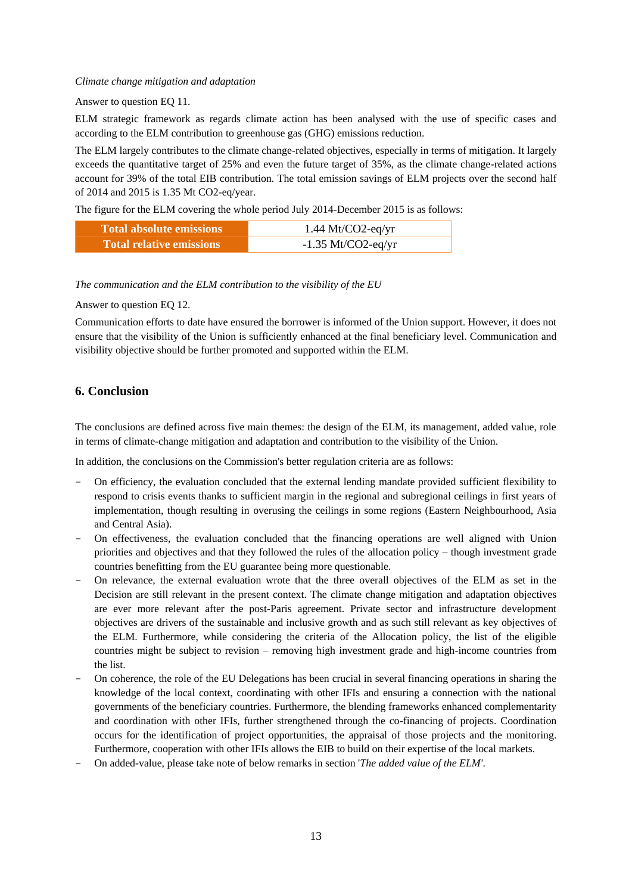*Climate change mitigation and adaptation*

Answer to question EQ 11.

ELM strategic framework as regards climate action has been analysed with the use of specific cases and according to the ELM contribution to greenhouse gas (GHG) emissions reduction.

The ELM largely contributes to the climate change-related objectives, especially in terms of mitigation. It largely exceeds the quantitative target of 25% and even the future target of 35%, as the climate change-related actions account for 39% of the total EIB contribution. The total emission savings of ELM projects over the second half of 2014 and 2015 is 1.35 Mt $CO_2$-eq/year.

The figure for the ELM covering the whole period July 2014-December 2015 is as follows:

| **Total absolute emissions** | 1.44 Mt/$CO_2$-eq/yr |
|---|---|
| **Total relative emissions** | -1.35 Mt/$CO_2$-eq/yr |

*The communication and the ELM contribution to the visibility of the EU*

Answer to question EQ 12.

Communication efforts to date have ensured the borrower is informed of the Union support. However, it does not ensure that the visibility of the Union is sufficiently enhanced at the final beneficiary level. Communication and visibility objective should be further promoted and supported within the ELM.

## 6. Conclusion

The conclusions are defined across five main themes: the design of the ELM, its management, added value, role in terms of climate-change mitigation and adaptation and contribution to the visibility of the Union.

In addition, the conclusions on the Commission's better regulation criteria are as follows:

- On efficiency, the evaluation concluded that the external lending mandate provided sufficient flexibility to respond to crisis events thanks to sufficient margin in the regional and subregional ceilings in first years of implementation, though resulting in overusing the ceilings in some regions (Eastern Neighbourhood, Asia and Central Asia).
- On effectiveness, the evaluation concluded that the financing operations are well aligned with Union priorities and objectives and that they followed the rules of the allocation policy – though investment grade countries benefitting from the EU guarantee being more questionable.
- On relevance, the external evaluation wrote that the three overall objectives of the ELM as set in the Decision are still relevant in the present context. The climate change mitigation and adaptation objectives are ever more relevant after the post-Paris agreement. Private sector and infrastructure development objectives are drivers of the sustainable and inclusive growth and as such still relevant as key objectives of the ELM. Furthermore, while considering the criteria of the Allocation policy, the list of the eligible countries might be subject to revision – removing high investment grade and high-income countries from the list.
- On coherence, the role of the EU Delegations has been crucial in several financing operations in sharing the knowledge of the local context, coordinating with other IFIs and ensuring a connection with the national governments of the beneficiary countries. Furthermore, the blending frameworks enhanced complementarity and coordination with other IFIs, further strengthened through the co-financing of projects. Coordination occurs for the identification of project opportunities, the appraisal of those projects and the monitoring. Furthermore, cooperation with other IFIs allows the EIB to build on their expertise of the local markets.
- On added-value, please take note of below remarks in section '*The added value of the ELM*'.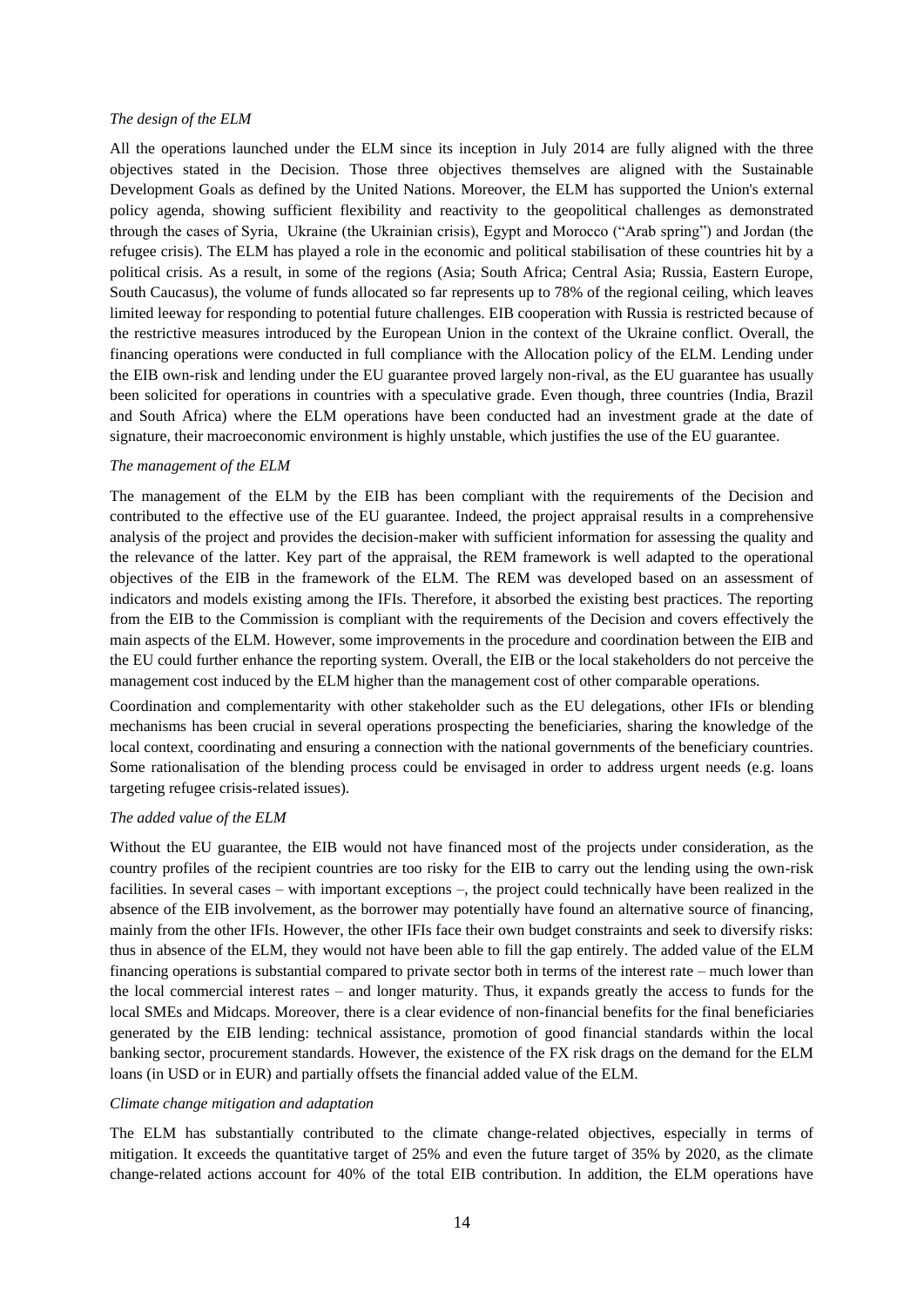*The design of the ELM*

All the operations launched under the ELM since its inception in July 2014 are fully aligned with the three objectives stated in the Decision. Those three objectives themselves are aligned with the Sustainable Development Goals as defined by the United Nations. Moreover, the ELM has supported the Union's external policy agenda, showing sufficient flexibility and reactivity to the geopolitical challenges as demonstrated through the cases of Syria, Ukraine (the Ukrainian crisis), Egypt and Morocco ("Arab spring") and Jordan (the refugee crisis). The ELM has played a role in the economic and political stabilisation of these countries hit by a political crisis. As a result, in some of the regions (Asia; South Africa; Central Asia; Russia, Eastern Europe, South Caucasus), the volume of funds allocated so far represents up to 78% of the regional ceiling, which leaves limited leeway for responding to potential future challenges. EIB cooperation with Russia is restricted because of the restrictive measures introduced by the European Union in the context of the Ukraine conflict. Overall, the financing operations were conducted in full compliance with the Allocation policy of the ELM. Lending under the EIB own-risk and lending under the EU guarantee proved largely non-rival, as the EU guarantee has usually been solicited for operations in countries with a speculative grade. Even though, three countries (India, Brazil and South Africa) where the ELM operations have been conducted had an investment grade at the date of signature, their macroeconomic environment is highly unstable, which justifies the use of the EU guarantee.

*The management of the ELM*

The management of the ELM by the EIB has been compliant with the requirements of the Decision and contributed to the effective use of the EU guarantee. Indeed, the project appraisal results in a comprehensive analysis of the project and provides the decision-maker with sufficient information for assessing the quality and the relevance of the latter. Key part of the appraisal, the REM framework is well adapted to the operational objectives of the EIB in the framework of the ELM. The REM was developed based on an assessment of indicators and models existing among the IFIs. Therefore, it absorbed the existing best practices. The reporting from the EIB to the Commission is compliant with the requirements of the Decision and covers effectively the main aspects of the ELM. However, some improvements in the procedure and coordination between the EIB and the EU could further enhance the reporting system. Overall, the EIB or the local stakeholders do not perceive the management cost induced by the ELM higher than the management cost of other comparable operations.

Coordination and complementarity with other stakeholder such as the EU delegations, other IFIs or blending mechanisms has been crucial in several operations prospecting the beneficiaries, sharing the knowledge of the local context, coordinating and ensuring a connection with the national governments of the beneficiary countries. Some rationalisation of the blending process could be envisaged in order to address urgent needs (e.g. loans targeting refugee crisis-related issues).

*The added value of the ELM*

Without the EU guarantee, the EIB would not have financed most of the projects under consideration, as the country profiles of the recipient countries are too risky for the EIB to carry out the lending using the own-risk facilities. In several cases – with important exceptions –, the project could technically have been realized in the absence of the EIB involvement, as the borrower may potentially have found an alternative source of financing, mainly from the other IFIs. However, the other IFIs face their own budget constraints and seek to diversify risks: thus in absence of the ELM, they would not have been able to fill the gap entirely. The added value of the ELM financing operations is substantial compared to private sector both in terms of the interest rate – much lower than the local commercial interest rates – and longer maturity. Thus, it expands greatly the access to funds for the local SMEs and Midcaps. Moreover, there is a clear evidence of non-financial benefits for the final beneficiaries generated by the EIB lending: technical assistance, promotion of good financial standards within the local banking sector, procurement standards. However, the existence of the FX risk drags on the demand for the ELM loans (in USD or in EUR) and partially offsets the financial added value of the ELM.

*Climate change mitigation and adaptation*

The ELM has substantially contributed to the climate change-related objectives, especially in terms of mitigation. It exceeds the quantitative target of 25% and even the future target of 35% by 2020, as the climate change-related actions account for 40% of the total EIB contribution. In addition, the ELM operations have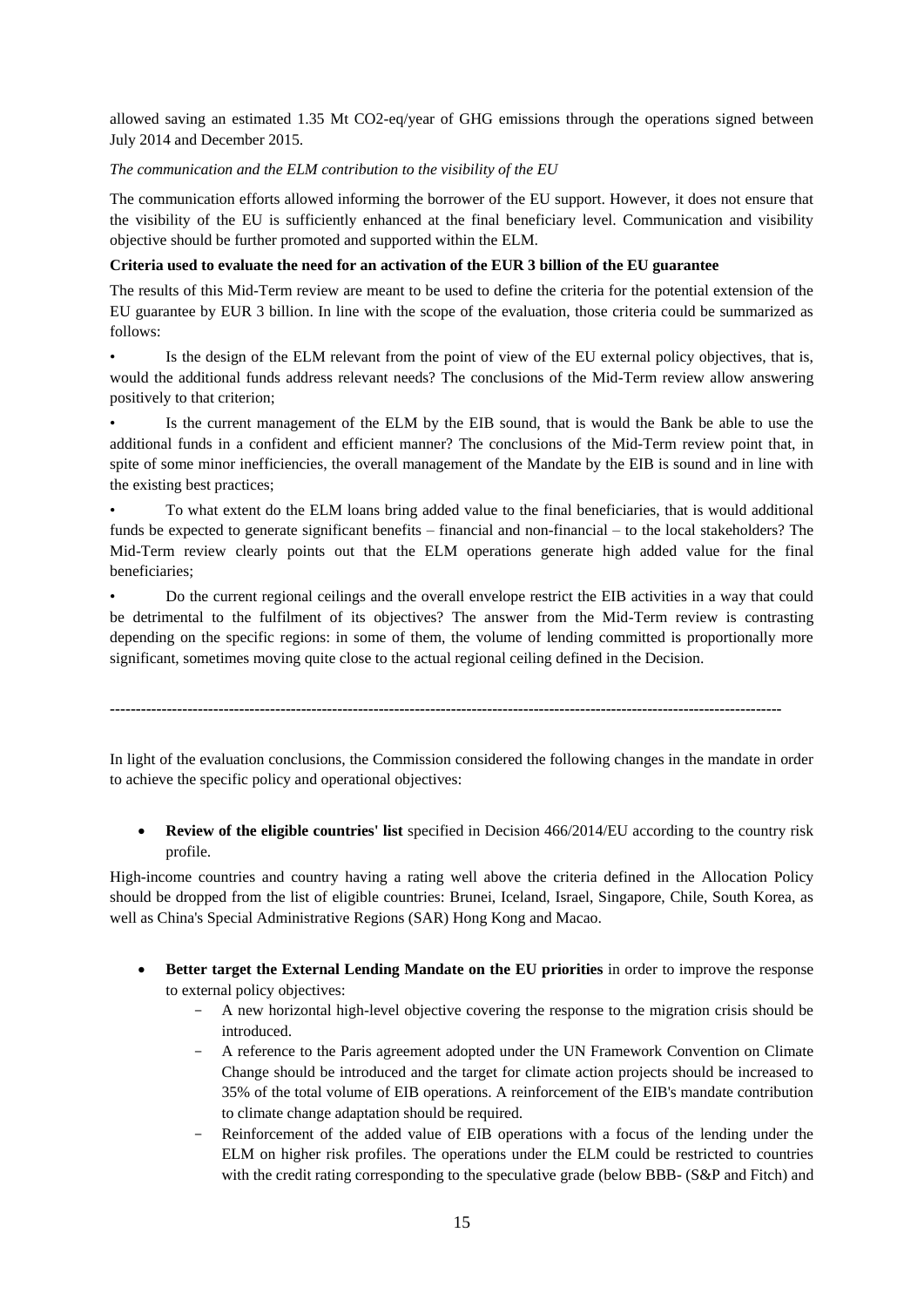allowed saving an estimated 1.35 Mt $CO_2$-eq/year of GHG emissions through the operations signed between July 2014 and December 2015.

*The communication and the ELM contribution to the visibility of the EU*

The communication efforts allowed informing the borrower of the EU support. However, it does not ensure that the visibility of the EU is sufficiently enhanced at the final beneficiary level. Communication and visibility objective should be further promoted and supported within the ELM.

**Criteria used to evaluate the need for an activation of the EUR 3 billion of the EU guarantee**

The results of this Mid-Term review are meant to be used to define the criteria for the potential extension of the EU guarantee by EUR 3 billion. In line with the scope of the evaluation, those criteria could be summarized as follows:

- Is the design of the ELM relevant from the point of view of the EU external policy objectives, that is, would the additional funds address relevant needs? The conclusions of the Mid-Term review allow answering positively to that criterion;
- Is the current management of the ELM by the EIB sound, that is would the Bank be able to use the additional funds in a confident and efficient manner? The conclusions of the Mid-Term review point that, in spite of some minor inefficiencies, the overall management of the Mandate by the EIB is sound and in line with the existing best practices;
- To what extent do the ELM loans bring added value to the final beneficiaries, that is would additional funds be expected to generate significant benefits – financial and non-financial – to the local stakeholders? The Mid-Term review clearly points out that the ELM operations generate high added value for the final beneficiaries;
- Do the current regional ceilings and the overall envelope restrict the EIB activities in a way that could be detrimental to the fulfilment of its objectives? The answer from the Mid-Term review is contrasting depending on the specific regions: in some of them, the volume of lending committed is proportionally more significant, sometimes moving quite close to the actual regional ceiling defined in the Decision.

---

In light of the evaluation conclusions, the Commission considered the following changes in the mandate in order to achieve the specific policy and operational objectives:

- **Review of the eligible countries' list** specified in Decision 466/2014/EU according to the country risk profile.

High-income countries and country having a rating well above the criteria defined in the Allocation Policy should be dropped from the list of eligible countries: Brunei, Iceland, Israel, Singapore, Chile, South Korea, as well as China's Special Administrative Regions (SAR) Hong Kong and Macao.

- **Better target the External Lending Mandate on the EU priorities** in order to improve the response to external policy objectives:
  - A new horizontal high-level objective covering the response to the migration crisis should be introduced.
  - A reference to the Paris agreement adopted under the UN Framework Convention on Climate Change should be introduced and the target for climate action projects should be increased to 35% of the total volume of EIB operations. A reinforcement of the EIB's mandate contribution to climate change adaptation should be required.
  - Reinforcement of the added value of EIB operations with a focus of the lending under the ELM on higher risk profiles. The operations under the ELM could be restricted to countries with the credit rating corresponding to the speculative grade (below BBB- (S&P and Fitch) and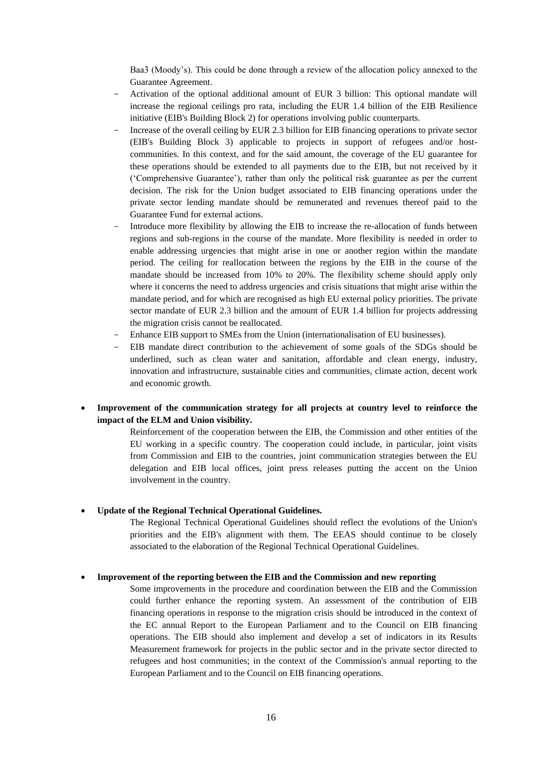Baa3 (Moody's). This could be done through a review of the allocation policy annexed to the Guarantee Agreement.

- Activation of the optional additional amount of EUR 3 billion: This optional mandate will increase the regional ceilings pro rata, including the EUR 1.4 billion of the EIB Resilience initiative (EIB's Building Block 2) for operations involving public counterparts.
- Increase of the overall ceiling by EUR 2.3 billion for EIB financing operations to private sector (EIB's Building Block 3) applicable to projects in support of refugees and/or host-communities. In this context, and for the said amount, the coverage of the EU guarantee for these operations should be extended to all payments due to the EIB, but not received by it ('Comprehensive Guarantee'), rather than only the political risk guarantee as per the current decision. The risk for the Union budget associated to EIB financing operations under the private sector lending mandate should be remunerated and revenues thereof paid to the Guarantee Fund for external actions.
- Introduce more flexibility by allowing the EIB to increase the re-allocation of funds between regions and sub-regions in the course of the mandate. More flexibility is needed in order to enable addressing urgencies that might arise in one or another region within the mandate period. The ceiling for reallocation between the regions by the EIB in the course of the mandate should be increased from 10% to 20%. The flexibility scheme should apply only where it concerns the need to address urgencies and crisis situations that might arise within the mandate period, and for which are recognised as high EU external policy priorities. The private sector mandate of EUR 2.3 billion and the amount of EUR 1.4 billion for projects addressing the migration crisis cannot be reallocated.
- Enhance EIB support to SMEs from the Union (internationalisation of EU businesses).
- EIB mandate direct contribution to the achievement of some goals of the SDGs should be underlined, such as clean water and sanitation, affordable and clean energy, industry, innovation and infrastructure, sustainable cities and communities, climate action, decent work and economic growth.

- **Improvement of the communication strategy for all projects at country level to reinforce the impact of the ELM and Union visibility.**

  Reinforcement of the cooperation between the EIB, the Commission and other entities of the EU working in a specific country. The cooperation could include, in particular, joint visits from Commission and EIB to the countries, joint communication strategies between the EU delegation and EIB local offices, joint press releases putting the accent on the Union involvement in the country.

- **Update of the Regional Technical Operational Guidelines.**

  The Regional Technical Operational Guidelines should reflect the evolutions of the Union's priorities and the EIB's alignment with them. The EEAS should continue to be closely associated to the elaboration of the Regional Technical Operational Guidelines.

- **Improvement of the reporting between the EIB and the Commission and new reporting**

  Some improvements in the procedure and coordination between the EIB and the Commission could further enhance the reporting system. An assessment of the contribution of EIB financing operations in response to the migration crisis should be introduced in the context of the EC annual Report to the European Parliament and to the Council on EIB financing operations. The EIB should also implement and develop a set of indicators in its Results Measurement framework for projects in the public sector and in the private sector directed to refugees and host communities; in the context of the Commission's annual reporting to the European Parliament and to the Council on EIB financing operations.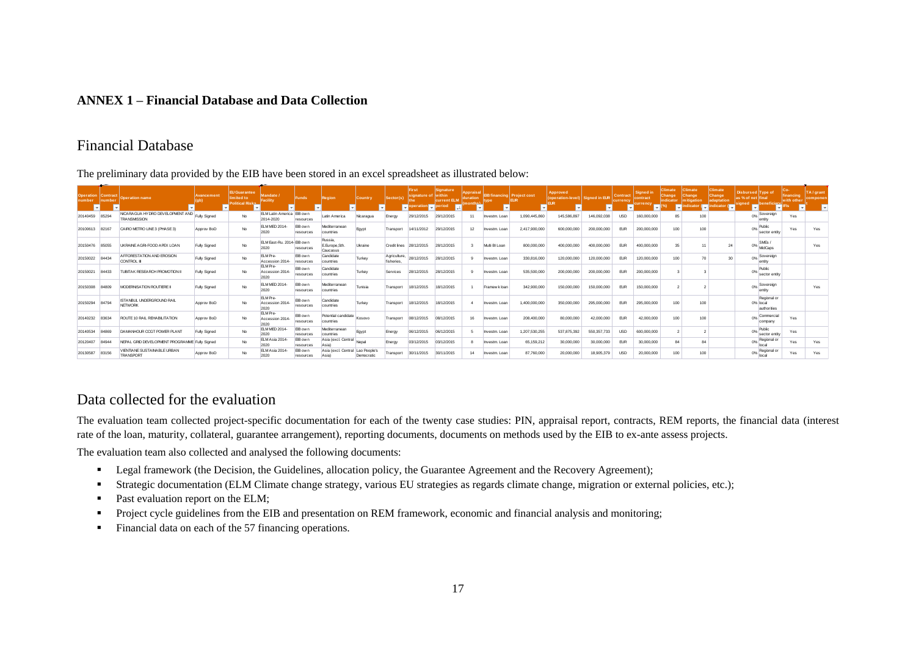## ANNEX 1 – Financial Database and Data Collection

# Financial Database

The preliminary data provided by the EIB have been stored in an excel spreadsheet as illustrated below:

| Operation number | Contract number | Operation name | Avancement (gb) | EU Guarantee limited to Political Risks | Mandate / Facility | Funds | Region | Country | Sector(s) | First signature of the operation | Signature within current ELM period | Appraisal duration (months) | EIB financing type | Project cost EUR | Approved (operation-level) EUR | Signed in EUR | Contract currency | Signed in contract currency | Climate Change indicator (%) | Climate Change mitigation indicator | Climate Change adaptation indicator | Disbursed as % of net signed | Type of final beneficiary | Co-financing with other IFIs | TA / grant component |
|---|---|---|---|---|---|---|---|---|---|---|---|---|---|---|---|---|---|---|---|---|---|---|---|---|---|
| 20140459 | 85294 | NICARAGUA HYDRO DEVELOPMENT AND TRANSMISSION | Fully Signed | No | ELM Latin America 2014-2020 | EIB own resources | Latin America | Nicaragua | Energy | 29/12/2015 | 29/12/2015 | 11 | Investm. Loan | 1,090,445,860 | 145,586,897 | 146,092,038 | USD | 160,000,000 | 85 | 100 | | 0% | Sovereign entity | Yes | |
| 20100613 | 82167 | CAIRO METRO LINE 3 (PHASE 3) | Approv BoD | No | ELM MED 2014-2020 | EIB own resources | Mediterranean countries | Egypt | Transport | 14/11/2012 | 29/12/2015 | 12 | Investm. Loan | 2,417,900,000 | 600,000,000 | 200,000,000 | EUR | 200,000,000 | 100 | 100 | | 0% | Public sector entity | Yes | Yes |
| 20150476 | 85055 | UKRAINE AGRI-FOOD APEX LOAN | Fully Signed | No | ELM East-Ru. 2014-2020 | EIB own resources | Russia, E.Europe,Sth. Caucasus | Ukraine | Credit lines | 28/12/2015 | 28/12/2015 | 3 | Multi BI Loan | 800,000,000 | 400,000,000 | 400,000,000 | EUR | 400,000,000 | 35 | 11 | 24 | 0% | SMEs / MidCaps | | Yes |
| 20150022 | 84434 | AFFORESTATION AND EROSION CONTROL III | Fully Signed | No | ELM Pre-Accession 2014- | EIB own resources | Candidate countries | Turkey | Agriculture, fisheries, | 28/12/2015 | 28/12/2015 | 9 | Investm. Loan | 330,816,000 | 120,000,000 | 120,000,000 | EUR | 120,000,000 | 100 | 70 | 30 | 0% | Sovereign entity | | |
| 20150021 | 84433 | TUBITAK RESEARCH PROMOTION II | Fully Signed | No | ELM Pre-Accession 2014-2020 | EIB own resources | Candidate countries | Turkey | Services | 28/12/2015 | 28/12/2015 | 9 | Investm. Loan | 535,500,000 | 200,000,000 | 200,000,000 | EUR | 200,000,000 | 3 | 3 | | 0% | Public sector entity | | |
| 20150308 | 84809 | MODERNISATION ROUTIERE II | Fully Signed | No | ELM MED 2014-2020 | EIB own resources | Mediterranean countries | Tunisia | Transport | 18/12/2015 | 18/12/2015 | 1 | Framework loan | 342,900,000 | 150,000,000 | 150,000,000 | EUR | 150,000,000 | 2 | 2 | | 0% | Sovereign entity | | Yes |
| 20150294 | 84794 | ISTANBUL UNDERGROUND RAIL NETWORK | Approv BoD | No | ELM Pre-Accession 2014-2020 | EIB own resources | Candidate countries | Turkey | Transport | 18/12/2015 | 18/12/2015 | 4 | Investm. Loan | 1,400,000,000 | 350,000,000 | 295,000,000 | EUR | 295,000,000 | 100 | 100 | | 0% | Regional or local authorities | | |
| 20140232 | 83634 | ROUTE 10 RAIL REHABILITATION | Approv BoD | No | ELM Pre-Accession 2014-2020 | EIB own resources | Potential candidate countries | Kosovo | Transport | 08/12/2015 | 08/12/2015 | 16 | Investm. Loan | 208,400,000 | 80,000,000 | 42,000,000 | EUR | 42,000,000 | 100 | 100 | | 0% | Commercial company | Yes | |
| 20140534 | 84869 | DAMANHOUR CCGT POWER PLANT | Fully Signed | No | ELM MED 2014-2020 | EIB own resources | Mediterranean countries | Egypt | Energy | 06/12/2015 | 06/12/2015 | 5 | Investm. Loan | 1,207,530,255 | 537,875,392 | 550,357,733 | USD | 600,000,000 | 2 | 2 | | 0% | Public sector entity | Yes | |
| 20120407 | 84944 | NEPAL GRID DEVELOPMENT PROGRAMME | Fully Signed | No | ELM Asia 2014-2020 | EIB own resources | Asia (excl. Central Asia) | Nepal | Energy | 03/12/2015 | 03/12/2015 | 8 | Investm. Loan | 65,159,212 | 30,000,000 | 30,000,000 | EUR | 30,000,000 | 84 | 84 | | 0% | Regional or local | Yes | Yes |
| 20130587 | 83156 | VIENTIANE SUSTAINABLE URBAN TRANSPORT | Approv BoD | No | ELM Asia 2014-2020 | EIB own resources | Asia (excl. Central Asia) | Lao People's Democratic | Transport | 30/11/2015 | 30/11/2015 | 14 | Investm. Loan | 87,760,000 | 20,000,000 | 18,905,379 | USD | 20,000,000 | 100 | 100 | | 0% | Regional or local | Yes | Yes |

# Data collected for the evaluation

The evaluation team collected project-specific documentation for each of the twenty case studies: PIN, appraisal report, contracts, REM reports, the financial data (interest rate of the loan, maturity, collateral, guarantee arrangement), reporting documents, documents on methods used by the EIB to ex-ante assess projects.

The evaluation team also collected and analysed the following documents:

- Legal framework (the Decision, the Guidelines, allocation policy, the Guarantee Agreement and the Recovery Agreement);
- Strategic documentation (ELM Climate change strategy, various EU strategies as regards climate change, migration or external policies, etc.);
- Past evaluation report on the ELM;
- Project cycle guidelines from the EIB and presentation on REM framework, economic and financial analysis and monitoring;
- Financial data on each of the 57 financing operations.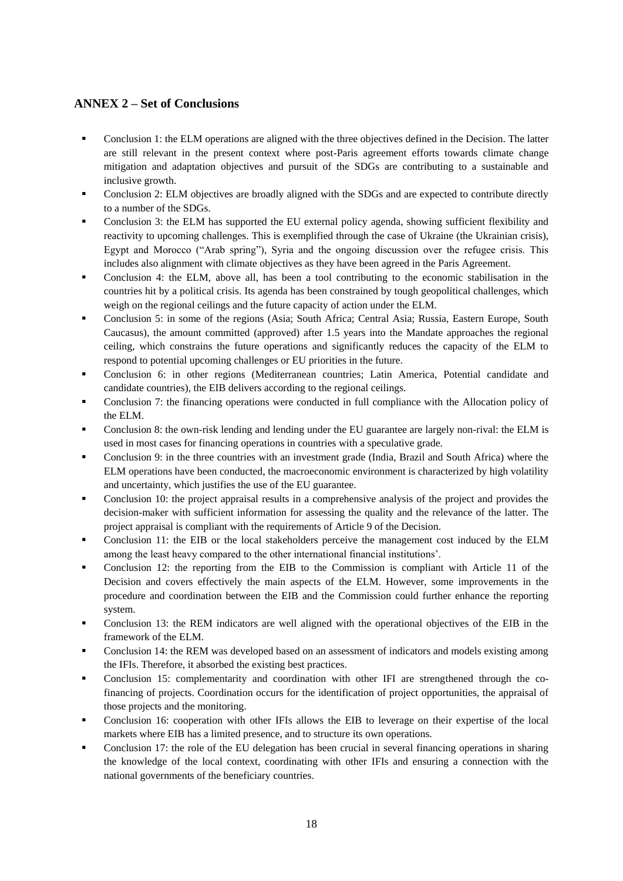## ANNEX 2 – Set of Conclusions

- Conclusion 1: the ELM operations are aligned with the three objectives defined in the Decision. The latter are still relevant in the present context where post-Paris agreement efforts towards climate change mitigation and adaptation objectives and pursuit of the SDGs are contributing to a sustainable and inclusive growth.
- Conclusion 2: ELM objectives are broadly aligned with the SDGs and are expected to contribute directly to a number of the SDGs.
- Conclusion 3: the ELM has supported the EU external policy agenda, showing sufficient flexibility and reactivity to upcoming challenges. This is exemplified through the case of Ukraine (the Ukrainian crisis), Egypt and Morocco ("Arab spring"), Syria and the ongoing discussion over the refugee crisis. This includes also alignment with climate objectives as they have been agreed in the Paris Agreement.
- Conclusion 4: the ELM, above all, has been a tool contributing to the economic stabilisation in the countries hit by a political crisis. Its agenda has been constrained by tough geopolitical challenges, which weigh on the regional ceilings and the future capacity of action under the ELM.
- Conclusion 5: in some of the regions (Asia; South Africa; Central Asia; Russia, Eastern Europe, South Caucasus), the amount committed (approved) after 1.5 years into the Mandate approaches the regional ceiling, which constrains the future operations and significantly reduces the capacity of the ELM to respond to potential upcoming challenges or EU priorities in the future.
- Conclusion 6: in other regions (Mediterranean countries; Latin America, Potential candidate and candidate countries), the EIB delivers according to the regional ceilings.
- Conclusion 7: the financing operations were conducted in full compliance with the Allocation policy of the ELM.
- Conclusion 8: the own-risk lending and lending under the EU guarantee are largely non-rival: the ELM is used in most cases for financing operations in countries with a speculative grade.
- Conclusion 9: in the three countries with an investment grade (India, Brazil and South Africa) where the ELM operations have been conducted, the macroeconomic environment is characterized by high volatility and uncertainty, which justifies the use of the EU guarantee.
- Conclusion 10: the project appraisal results in a comprehensive analysis of the project and provides the decision-maker with sufficient information for assessing the quality and the relevance of the latter. The project appraisal is compliant with the requirements of Article 9 of the Decision.
- Conclusion 11: the EIB or the local stakeholders perceive the management cost induced by the ELM among the least heavy compared to the other international financial institutions'.
- Conclusion 12: the reporting from the EIB to the Commission is compliant with Article 11 of the Decision and covers effectively the main aspects of the ELM. However, some improvements in the procedure and coordination between the EIB and the Commission could further enhance the reporting system.
- Conclusion 13: the REM indicators are well aligned with the operational objectives of the EIB in the framework of the ELM.
- Conclusion 14: the REM was developed based on an assessment of indicators and models existing among the IFIs. Therefore, it absorbed the existing best practices.
- Conclusion 15: complementarity and coordination with other IFI are strengthened through the co-financing of projects. Coordination occurs for the identification of project opportunities, the appraisal of those projects and the monitoring.
- Conclusion 16: cooperation with other IFIs allows the EIB to leverage on their expertise of the local markets where EIB has a limited presence, and to structure its own operations.
- Conclusion 17: the role of the EU delegation has been crucial in several financing operations in sharing the knowledge of the local context, coordinating with other IFIs and ensuring a connection with the national governments of the beneficiary countries.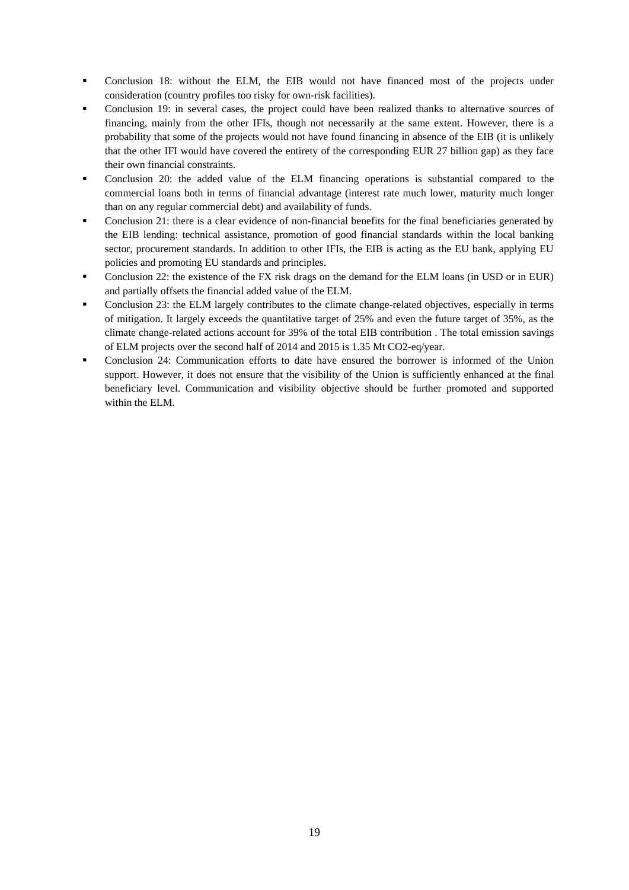- Conclusion 18: without the ELM, the EIB would not have financed most of the projects under consideration (country profiles too risky for own-risk facilities).
- Conclusion 19: in several cases, the project could have been realized thanks to alternative sources of financing, mainly from the other IFIs, though not necessarily at the same extent. However, there is a probability that some of the projects would not have found financing in absence of the EIB (it is unlikely that the other IFI would have covered the entirety of the corresponding EUR 27 billion gap) as they face their own financial constraints.
- Conclusion 20: the added value of the ELM financing operations is substantial compared to the commercial loans both in terms of financial advantage (interest rate much lower, maturity much longer than on any regular commercial debt) and availability of funds.
- Conclusion 21: there is a clear evidence of non-financial benefits for the final beneficiaries generated by the EIB lending: technical assistance, promotion of good financial standards within the local banking sector, procurement standards. In addition to other IFIs, the EIB is acting as the EU bank, applying EU policies and promoting EU standards and principles.
- Conclusion 22: the existence of the FX risk drags on the demand for the ELM loans (in USD or in EUR) and partially offsets the financial added value of the ELM.
- Conclusion 23: the ELM largely contributes to the climate change-related objectives, especially in terms of mitigation. It largely exceeds the quantitative target of 25% and even the future target of 35%, as the climate change-related actions account for 39% of the total EIB contribution . The total emission savings of ELM projects over the second half of 2014 and 2015 is 1.35 Mt $CO_2$-eq/year.
- Conclusion 24: Communication efforts to date have ensured the borrower is informed of the Union support. However, it does not ensure that the visibility of the Union is sufficiently enhanced at the final beneficiary level. Communication and visibility objective should be further promoted and supported within the ELM.